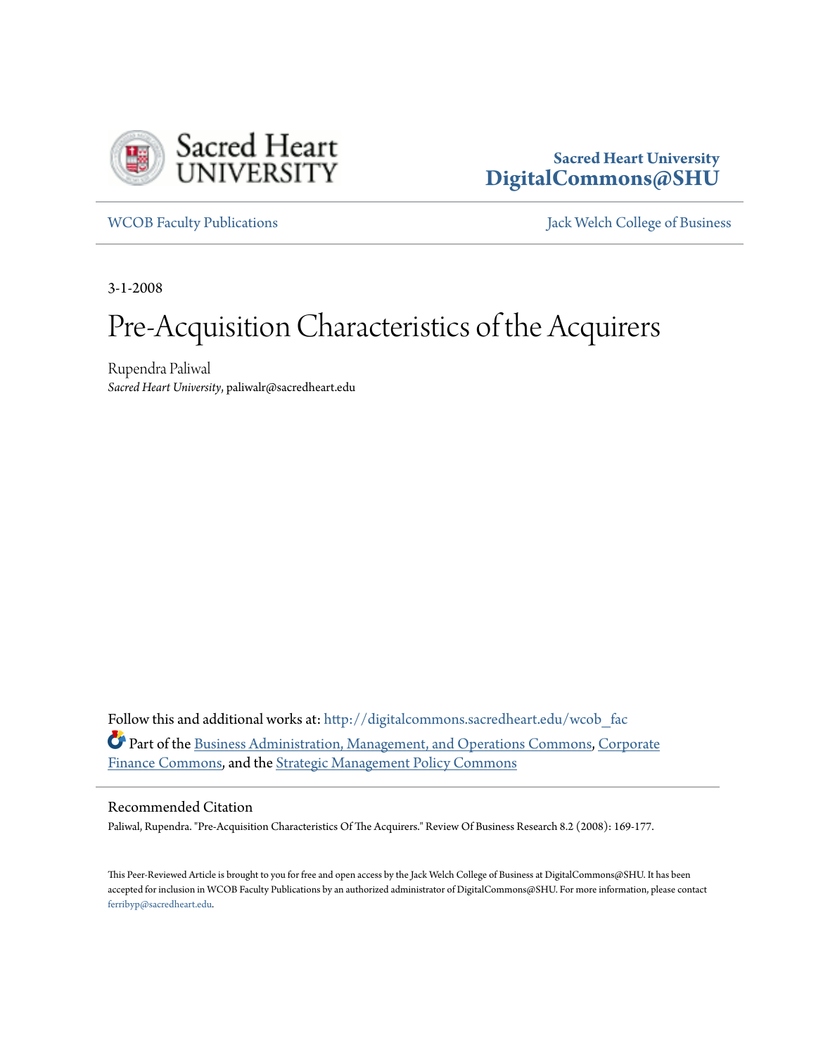Sacred Heart University
DigitalCommons@SHU

WCOB Faculty Publications | Jack Welch College of Business

3-1-2008

# Pre-Acquisition Characteristics of the Acquirers

Rupendra Paliwal
*Sacred Heart University*, paliwalr@sacredheart.edu

Follow this and additional works at: http://digitalcommons.sacredheart.edu/wcob_fac

Part of the Business Administration, Management, and Operations Commons, Corporate Finance Commons, and the Strategic Management Policy Commons

## Recommended Citation

Paliwal, Rupendra. "Pre-Acquisition Characteristics Of The Acquirers." Review Of Business Research 8.2 (2008): 169-177.

This Peer-Reviewed Article is brought to you for free and open access by the Jack Welch College of Business at DigitalCommons@SHU. It has been accepted for inclusion in WCOB Faculty Publications by an authorized administrator of DigitalCommons@SHU. For more information, please contact ferribyp@sacredheart.edu.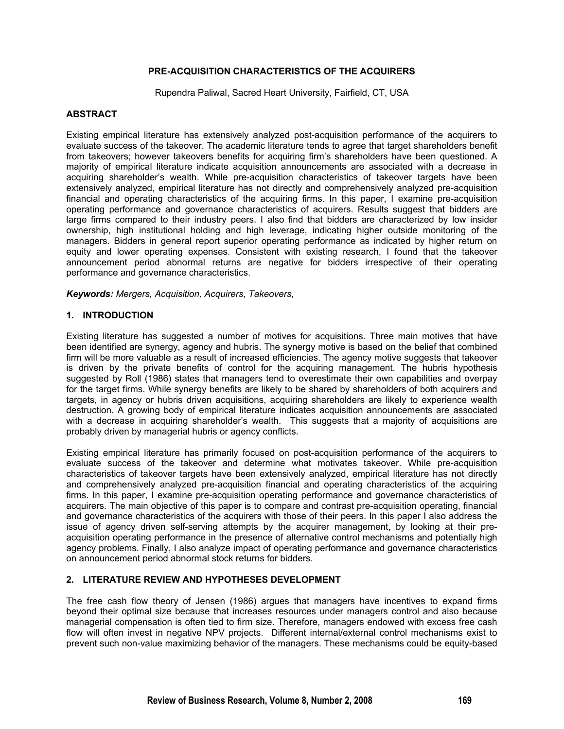**PRE-ACQUISITION CHARACTERISTICS OF THE ACQUIRERS**

Rupendra Paliwal, Sacred Heart University, Fairfield, CT, USA

## ABSTRACT

Existing empirical literature has extensively analyzed post-acquisition performance of the acquirers to evaluate success of the takeover. The academic literature tends to agree that target shareholders benefit from takeovers; however takeovers benefits for acquiring firm's shareholders have been questioned. A majority of empirical literature indicate acquisition announcements are associated with a decrease in acquiring shareholder's wealth. While pre-acquisition characteristics of takeover targets have been extensively analyzed, empirical literature has not directly and comprehensively analyzed pre-acquisition financial and operating characteristics of the acquiring firms. In this paper, I examine pre-acquisition operating performance and governance characteristics of acquirers. Results suggest that bidders are large firms compared to their industry peers. I also find that bidders are characterized by low insider ownership, high institutional holding and high leverage, indicating higher outside monitoring of the managers. Bidders in general report superior operating performance as indicated by higher return on equity and lower operating expenses. Consistent with existing research, I found that the takeover announcement period abnormal returns are negative for bidders irrespective of their operating performance and governance characteristics.

***Keywords:*** *Mergers, Acquisition, Acquirers, Takeovers,*

## 1. INTRODUCTION

Existing literature has suggested a number of motives for acquisitions. Three main motives that have been identified are synergy, agency and hubris. The synergy motive is based on the belief that combined firm will be more valuable as a result of increased efficiencies. The agency motive suggests that takeover is driven by the private benefits of control for the acquiring management. The hubris hypothesis suggested by Roll (1986) states that managers tend to overestimate their own capabilities and overpay for the target firms. While synergy benefits are likely to be shared by shareholders of both acquirers and targets, in agency or hubris driven acquisitions, acquiring shareholders are likely to experience wealth destruction. A growing body of empirical literature indicates acquisition announcements are associated with a decrease in acquiring shareholder's wealth. This suggests that a majority of acquisitions are probably driven by managerial hubris or agency conflicts.

Existing empirical literature has primarily focused on post-acquisition performance of the acquirers to evaluate success of the takeover and determine what motivates takeover. While pre-acquisition characteristics of takeover targets have been extensively analyzed, empirical literature has not directly and comprehensively analyzed pre-acquisition financial and operating characteristics of the acquiring firms. In this paper, I examine pre-acquisition operating performance and governance characteristics of acquirers. The main objective of this paper is to compare and contrast pre-acquisition operating, financial and governance characteristics of the acquirers with those of their peers. In this paper I also address the issue of agency driven self-serving attempts by the acquirer management, by looking at their pre-acquisition operating performance in the presence of alternative control mechanisms and potentially high agency problems. Finally, I also analyze impact of operating performance and governance characteristics on announcement period abnormal stock returns for bidders.

## 2. LITERATURE REVIEW AND HYPOTHESES DEVELOPMENT

The free cash flow theory of Jensen (1986) argues that managers have incentives to expand firms beyond their optimal size because that increases resources under managers control and also because managerial compensation is often tied to firm size. Therefore, managers endowed with excess free cash flow will often invest in negative NPV projects. Different internal/external control mechanisms exist to prevent such non-value maximizing behavior of the managers. These mechanisms could be equity-based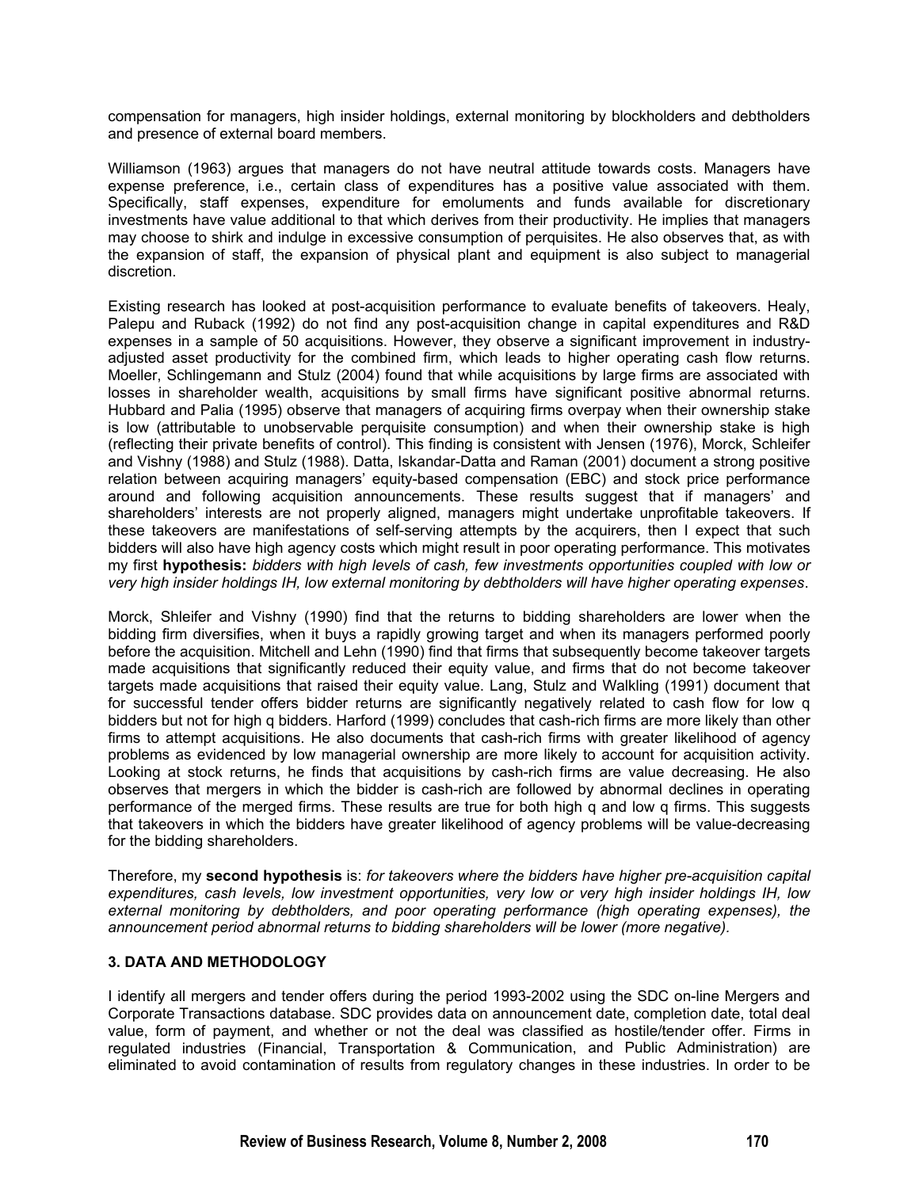compensation for managers, high insider holdings, external monitoring by blockholders and debtholders and presence of external board members.

Williamson (1963) argues that managers do not have neutral attitude towards costs. Managers have expense preference, i.e., certain class of expenditures has a positive value associated with them. Specifically, staff expenses, expenditure for emoluments and funds available for discretionary investments have value additional to that which derives from their productivity. He implies that managers may choose to shirk and indulge in excessive consumption of perquisites. He also observes that, as with the expansion of staff, the expansion of physical plant and equipment is also subject to managerial discretion.

Existing research has looked at post-acquisition performance to evaluate benefits of takeovers. Healy, Palepu and Ruback (1992) do not find any post-acquisition change in capital expenditures and R&D expenses in a sample of 50 acquisitions. However, they observe a significant improvement in industry-adjusted asset productivity for the combined firm, which leads to higher operating cash flow returns. Moeller, Schlingemann and Stulz (2004) found that while acquisitions by large firms are associated with losses in shareholder wealth, acquisitions by small firms have significant positive abnormal returns. Hubbard and Palia (1995) observe that managers of acquiring firms overpay when their ownership stake is low (attributable to unobservable perquisite consumption) and when their ownership stake is high (reflecting their private benefits of control). This finding is consistent with Jensen (1976), Morck, Schleifer and Vishny (1988) and Stulz (1988). Datta, Iskandar-Datta and Raman (2001) document a strong positive relation between acquiring managers' equity-based compensation (EBC) and stock price performance around and following acquisition announcements. These results suggest that if managers' and shareholders' interests are not properly aligned, managers might undertake unprofitable takeovers. If these takeovers are manifestations of self-serving attempts by the acquirers, then I expect that such bidders will also have high agency costs which might result in poor operating performance. This motivates my first **hypothesis:** *bidders with high levels of cash, few investments opportunities coupled with low or very high insider holdings IH, low external monitoring by debtholders will have higher operating expenses*.

Morck, Shleifer and Vishny (1990) find that the returns to bidding shareholders are lower when the bidding firm diversifies, when it buys a rapidly growing target and when its managers performed poorly before the acquisition. Mitchell and Lehn (1990) find that firms that subsequently become takeover targets made acquisitions that significantly reduced their equity value, and firms that do not become takeover targets made acquisitions that raised their equity value. Lang, Stulz and Walkling (1991) document that for successful tender offers bidder returns are significantly negatively related to cash flow for low q bidders but not for high q bidders. Harford (1999) concludes that cash-rich firms are more likely than other firms to attempt acquisitions. He also documents that cash-rich firms with greater likelihood of agency problems as evidenced by low managerial ownership are more likely to account for acquisition activity. Looking at stock returns, he finds that acquisitions by cash-rich firms are value decreasing. He also observes that mergers in which the bidder is cash-rich are followed by abnormal declines in operating performance of the merged firms. These results are true for both high q and low q firms. This suggests that takeovers in which the bidders have greater likelihood of agency problems will be value-decreasing for the bidding shareholders.

Therefore, my **second hypothesis** is: *for takeovers where the bidders have higher pre-acquisition capital expenditures, cash levels, low investment opportunities, very low or very high insider holdings IH, low external monitoring by debtholders, and poor operating performance (high operating expenses), the announcement period abnormal returns to bidding shareholders will be lower (more negative).*

## 3. DATA AND METHODOLOGY

I identify all mergers and tender offers during the period 1993-2002 using the SDC on-line Mergers and Corporate Transactions database. SDC provides data on announcement date, completion date, total deal value, form of payment, and whether or not the deal was classified as hostile/tender offer. Firms in regulated industries (Financial, Transportation & Communication, and Public Administration) are eliminated to avoid contamination of results from regulatory changes in these industries. In order to be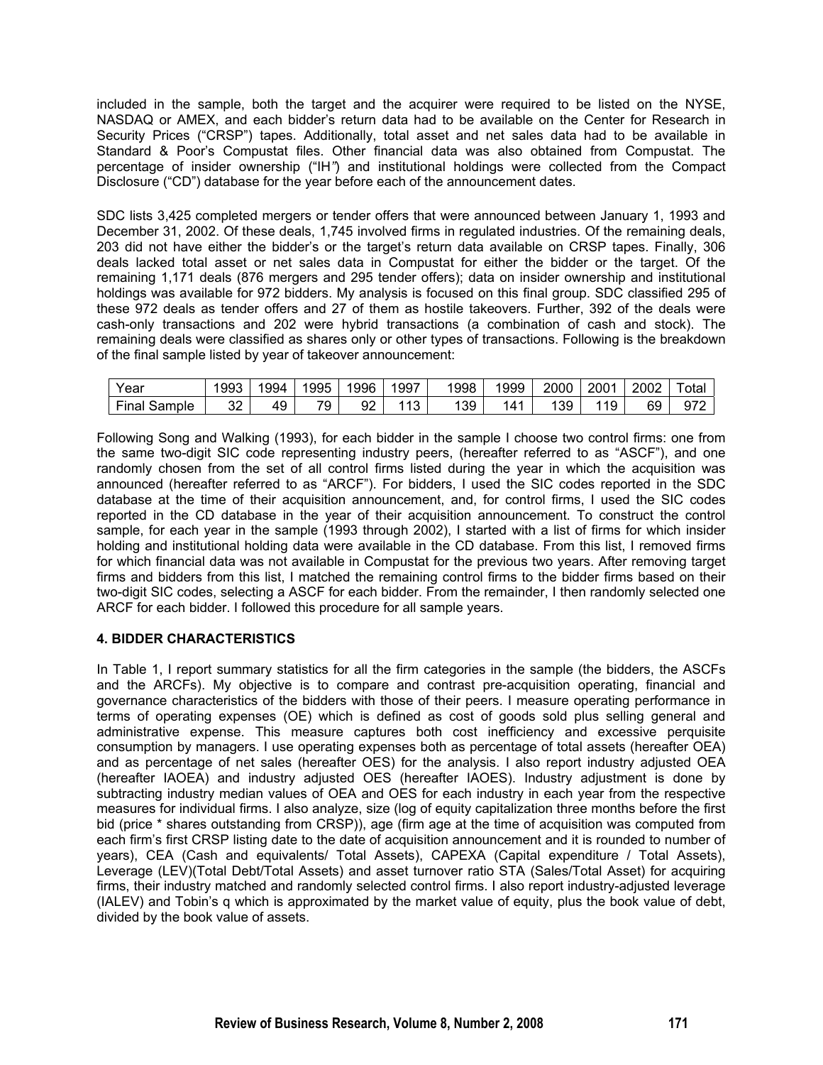included in the sample, both the target and the acquirer were required to be listed on the NYSE, NASDAQ or AMEX, and each bidder's return data had to be available on the Center for Research in Security Prices ("CRSP") tapes. Additionally, total asset and net sales data had to be available in Standard & Poor's Compustat files. Other financial data was also obtained from Compustat. The percentage of insider ownership ("IH") and institutional holdings were collected from the Compact Disclosure ("CD") database for the year before each of the announcement dates.

SDC lists 3,425 completed mergers or tender offers that were announced between January 1, 1993 and December 31, 2002. Of these deals, 1,745 involved firms in regulated industries. Of the remaining deals, 203 did not have either the bidder's or the target's return data available on CRSP tapes. Finally, 306 deals lacked total asset or net sales data in Compustat for either the bidder or the target. Of the remaining 1,171 deals (876 mergers and 295 tender offers); data on insider ownership and institutional holdings was available for 972 bidders. My analysis is focused on this final group. SDC classified 295 of these 972 deals as tender offers and 27 of them as hostile takeovers. Further, 392 of the deals were cash-only transactions and 202 were hybrid transactions (a combination of cash and stock). The remaining deals were classified as shares only or other types of transactions. Following is the breakdown of the final sample listed by year of takeover announcement:

| Year | 1993 | 1994 | 1995 | 1996 | 1997 | 1998 | 1999 | 2000 | 2001 | 2002 | Total |
|---|---|---|---|---|---|---|---|---|---|---|---|
| Final Sample | 32 | 49 | 79 | 92 | 113 | 139 | 141 | 139 | 119 | 69 | 972 |

Following Song and Walking (1993), for each bidder in the sample I choose two control firms: one from the same two-digit SIC code representing industry peers, (hereafter referred to as "ASCF"), and one randomly chosen from the set of all control firms listed during the year in which the acquisition was announced (hereafter referred to as "ARCF"). For bidders, I used the SIC codes reported in the SDC database at the time of their acquisition announcement, and, for control firms, I used the SIC codes reported in the CD database in the year of their acquisition announcement. To construct the control sample, for each year in the sample (1993 through 2002), I started with a list of firms for which insider holding and institutional holding data were available in the CD database. From this list, I removed firms for which financial data was not available in Compustat for the previous two years. After removing target firms and bidders from this list, I matched the remaining control firms to the bidder firms based on their two-digit SIC codes, selecting a ASCF for each bidder. From the remainder, I then randomly selected one ARCF for each bidder. I followed this procedure for all sample years.

## 4. BIDDER CHARACTERISTICS

In Table 1, I report summary statistics for all the firm categories in the sample (the bidders, the ASCFs and the ARCFs). My objective is to compare and contrast pre-acquisition operating, financial and governance characteristics of the bidders with those of their peers. I measure operating performance in terms of operating expenses (OE) which is defined as cost of goods sold plus selling general and administrative expense. This measure captures both cost inefficiency and excessive perquisite consumption by managers. I use operating expenses both as percentage of total assets (hereafter OEA) and as percentage of net sales (hereafter OES) for the analysis. I also report industry adjusted OEA (hereafter IAOEA) and industry adjusted OES (hereafter IAOES). Industry adjustment is done by subtracting industry median values of OEA and OES for each industry in each year from the respective measures for individual firms. I also analyze, size (log of equity capitalization three months before the first bid (price * shares outstanding from CRSP)), age (firm age at the time of acquisition was computed from each firm's first CRSP listing date to the date of acquisition announcement and it is rounded to number of years), CEA (Cash and equivalents/ Total Assets), CAPEXA (Capital expenditure / Total Assets), Leverage (LEV)(Total Debt/Total Assets) and asset turnover ratio STA (Sales/Total Asset) for acquiring firms, their industry matched and randomly selected control firms. I also report industry-adjusted leverage (IALEV) and Tobin's q which is approximated by the market value of equity, plus the book value of debt, divided by the book value of assets.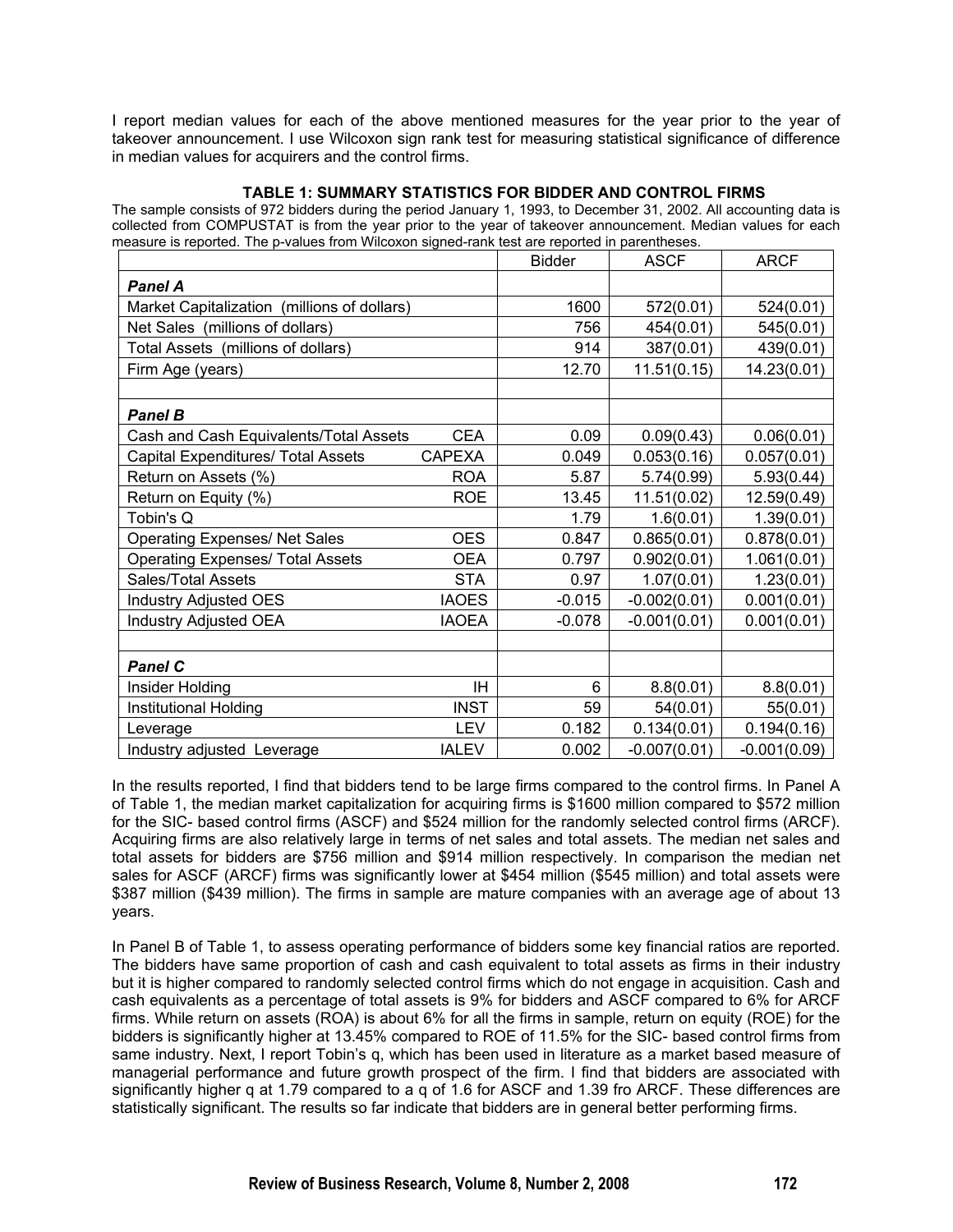I report median values for each of the above mentioned measures for the year prior to the year of takeover announcement. I use Wilcoxon sign rank test for measuring statistical significance of difference in median values for acquirers and the control firms.

**TABLE 1: SUMMARY STATISTICS FOR BIDDER AND CONTROL FIRMS**

The sample consists of 972 bidders during the period January 1, 1993, to December 31, 2002. All accounting data is collected from COMPUSTAT is from the year prior to the year of takeover announcement. Median values for each measure is reported. The p-values from Wilcoxon signed-rank test are reported in parentheses.

| | | Bidder | ASCF | ARCF |
|---|---|---|---|---|
| ***Panel A*** | | | | |
| Market Capitalization (millions of dollars) | | 1600 | 572(0.01) | 524(0.01) |
| Net Sales (millions of dollars) | | 756 | 454(0.01) | 545(0.01) |
| Total Assets (millions of dollars) | | 914 | 387(0.01) | 439(0.01) |
| Firm Age (years) | | 12.70 | 11.51(0.15) | 14.23(0.01) |
| | | | | |
| ***Panel B*** | | | | |
| Cash and Cash Equivalents/Total Assets | CEA | 0.09 | 0.09(0.43) | 0.06(0.01) |
| Capital Expenditures/ Total Assets | CAPEXA | 0.049 | 0.053(0.16) | 0.057(0.01) |
| Return on Assets (%) | ROA | 5.87 | 5.74(0.99) | 5.93(0.44) |
| Return on Equity (%) | ROE | 13.45 | 11.51(0.02) | 12.59(0.49) |
| Tobin's Q | | 1.79 | 1.6(0.01) | 1.39(0.01) |
| Operating Expenses/ Net Sales | OES | 0.847 | 0.865(0.01) | 0.878(0.01) |
| Operating Expenses/ Total Assets | OEA | 0.797 | 0.902(0.01) | 1.061(0.01) |
| Sales/Total Assets | STA | 0.97 | 1.07(0.01) | 1.23(0.01) |
| Industry Adjusted OES | IAOES | -0.015 | -0.002(0.01) | 0.001(0.01) |
| Industry Adjusted OEA | IAOEA | -0.078 | -0.001(0.01) | 0.001(0.01) |
| | | | | |
| ***Panel C*** | | | | |
| Insider Holding | IH | 6 | 8.8(0.01) | 8.8(0.01) |
| Institutional Holding | INST | 59 | 54(0.01) | 55(0.01) |
| Leverage | LEV | 0.182 | 0.134(0.01) | 0.194(0.16) |
| Industry adjusted Leverage | IALEV | 0.002 | -0.007(0.01) | -0.001(0.09) |

In the results reported, I find that bidders tend to be large firms compared to the control firms. In Panel A of Table 1, the median market capitalization for acquiring firms is \$1600 million compared to \$572 million for the SIC- based control firms (ASCF) and \$524 million for the randomly selected control firms (ARCF). Acquiring firms are also relatively large in terms of net sales and total assets. The median net sales and total assets for bidders are \$756 million and \$914 million respectively. In comparison the median net sales for ASCF (ARCF) firms was significantly lower at \$454 million (\$545 million) and total assets were \$387 million (\$439 million). The firms in sample are mature companies with an average age of about 13 years.

In Panel B of Table 1, to assess operating performance of bidders some key financial ratios are reported. The bidders have same proportion of cash and cash equivalent to total assets as firms in their industry but it is higher compared to randomly selected control firms which do not engage in acquisition. Cash and cash equivalents as a percentage of total assets is 9% for bidders and ASCF compared to 6% for ARCF firms. While return on assets (ROA) is about 6% for all the firms in sample, return on equity (ROE) for the bidders is significantly higher at 13.45% compared to ROE of 11.5% for the SIC- based control firms from same industry. Next, I report Tobin's q, which has been used in literature as a market based measure of managerial performance and future growth prospect of the firm. I find that bidders are associated with significantly higher q at 1.79 compared to a q of 1.6 for ASCF and 1.39 fro ARCF. These differences are statistically significant. The results so far indicate that bidders are in general better performing firms.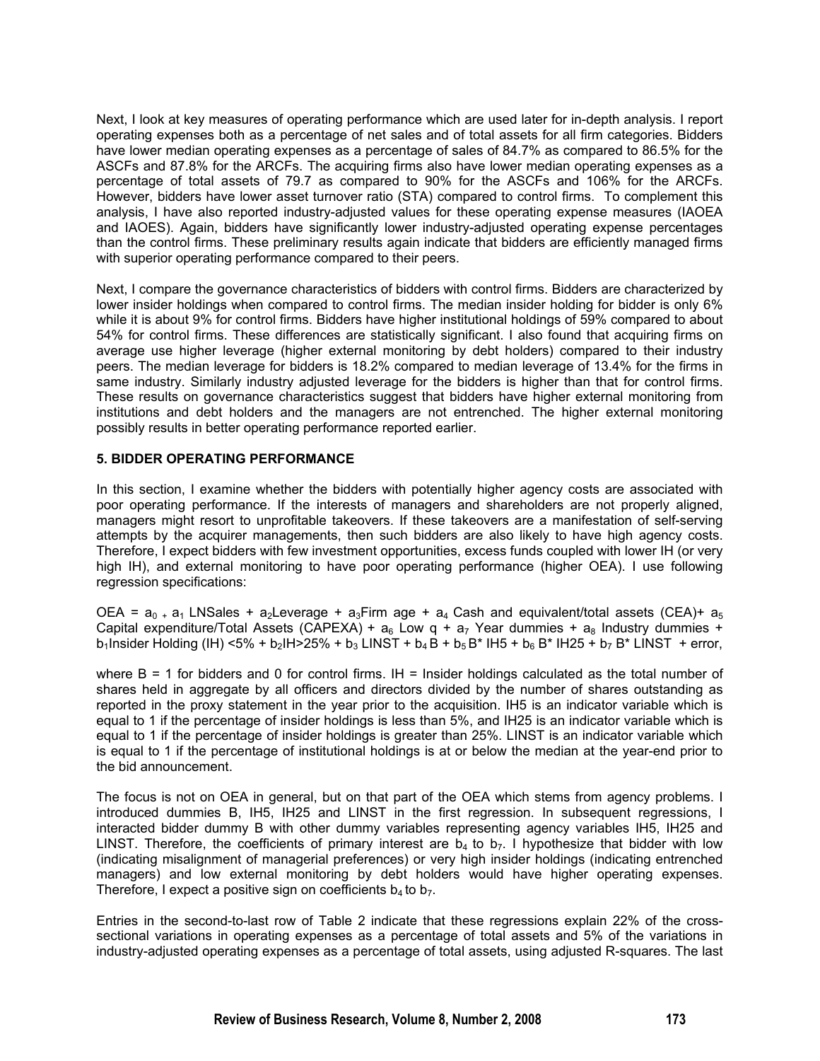Next, I look at key measures of operating performance which are used later for in-depth analysis. I report operating expenses both as a percentage of net sales and of total assets for all firm categories. Bidders have lower median operating expenses as a percentage of sales of 84.7% as compared to 86.5% for the ASCFs and 87.8% for the ARCFs. The acquiring firms also have lower median operating expenses as a percentage of total assets of 79.7 as compared to 90% for the ASCFs and 106% for the ARCFs. However, bidders have lower asset turnover ratio (STA) compared to control firms. To complement this analysis, I have also reported industry-adjusted values for these operating expense measures (IAOEA and IAOES). Again, bidders have significantly lower industry-adjusted operating expense percentages than the control firms. These preliminary results again indicate that bidders are efficiently managed firms with superior operating performance compared to their peers.

Next, I compare the governance characteristics of bidders with control firms. Bidders are characterized by lower insider holdings when compared to control firms. The median insider holding for bidder is only 6% while it is about 9% for control firms. Bidders have higher institutional holdings of 59% compared to about 54% for control firms. These differences are statistically significant. I also found that acquiring firms on average use higher leverage (higher external monitoring by debt holders) compared to their industry peers. The median leverage for bidders is 18.2% compared to median leverage of 13.4% for the firms in same industry. Similarly industry adjusted leverage for the bidders is higher than that for control firms. These results on governance characteristics suggest that bidders have higher external monitoring from institutions and debt holders and the managers are not entrenched. The higher external monitoring possibly results in better operating performance reported earlier.

## 5. BIDDER OPERATING PERFORMANCE

In this section, I examine whether the bidders with potentially higher agency costs are associated with poor operating performance. If the interests of managers and shareholders are not properly aligned, managers might resort to unprofitable takeovers. If these takeovers are a manifestation of self-serving attempts by the acquirer managements, then such bidders are also likely to have high agency costs. Therefore, I expect bidders with few investment opportunities, excess funds coupled with lower IH (or very high IH), and external monitoring to have poor operating performance (higher OEA). I use following regression specifications:

OEA = $a_0 + a_1$ LNSales + $a_2$Leverage + $a_3$Firm age + $a_4$ Cash and equivalent/total assets (CEA)+ $a_5$ Capital expenditure/Total Assets (CAPEXA) + $a_6$ Low q + $a_7$ Year dummies + $a_8$ Industry dummies + $b_1$Insider Holding (IH) <5% + $b_2$IH>25% + $b_3$ LINST + $b_4$ B + $b_5$ B* IH5 + $b_6$ B* IH25 + $b_7$ B* LINST + error,

where B = 1 for bidders and 0 for control firms. IH = Insider holdings calculated as the total number of shares held in aggregate by all officers and directors divided by the number of shares outstanding as reported in the proxy statement in the year prior to the acquisition. IH5 is an indicator variable which is equal to 1 if the percentage of insider holdings is less than 5%, and IH25 is an indicator variable which is equal to 1 if the percentage of insider holdings is greater than 25%. LINST is an indicator variable which is equal to 1 if the percentage of institutional holdings is at or below the median at the year-end prior to the bid announcement.

The focus is not on OEA in general, but on that part of the OEA which stems from agency problems. I introduced dummies B, IH5, IH25 and LINST in the first regression. In subsequent regressions, I interacted bidder dummy B with other dummy variables representing agency variables IH5, IH25 and LINST. Therefore, the coefficients of primary interest are $b_4$ to $b_7$. I hypothesize that bidder with low (indicating misalignment of managerial preferences) or very high insider holdings (indicating entrenched managers) and low external monitoring by debt holders would have higher operating expenses. Therefore, I expect a positive sign on coefficients $b_4$ to $b_7$.

Entries in the second-to-last row of Table 2 indicate that these regressions explain 22% of the cross-sectional variations in operating expenses as a percentage of total assets and 5% of the variations in industry-adjusted operating expenses as a percentage of total assets, using adjusted R-squares. The last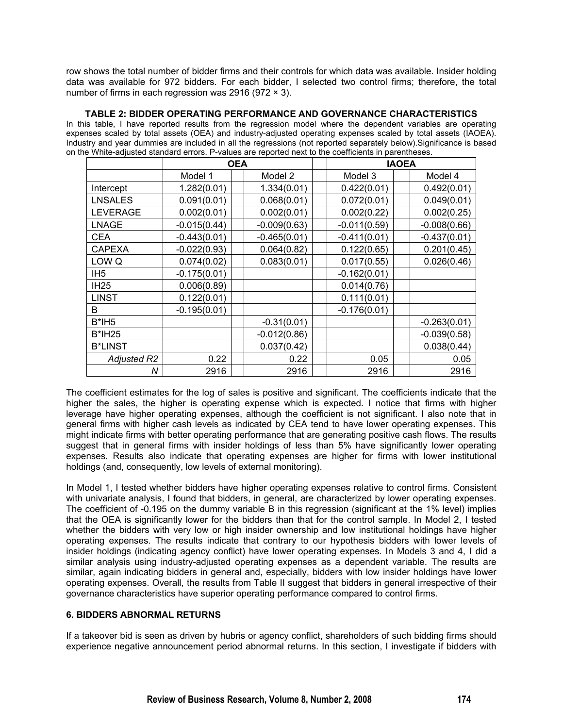row shows the total number of bidder firms and their controls for which data was available. Insider holding data was available for 972 bidders. For each bidder, I selected two control firms; therefore, the total number of firms in each regression was 2916 (972 × 3).

**TABLE 2: BIDDER OPERATING PERFORMANCE AND GOVERNANCE CHARACTERISTICS**

In this table, I have reported results from the regression model where the dependent variables are operating expenses scaled by total assets (OEA) and industry-adjusted operating expenses scaled by total assets (IAOEA). Industry and year dummies are included in all the regressions (not reported separately below).Significance is based on the White-adjusted standard errors. P-values are reported next to the coefficients in parentheses.

| | OEA | | IAOEA | |
|---|---|---|---|---|
| | Model 1 | Model 2 | Model 3 | Model 4 |
| Intercept | 1.282(0.01) | 1.334(0.01) | 0.422(0.01) | 0.492(0.01) |
| LNSALES | 0.091(0.01) | 0.068(0.01) | 0.072(0.01) | 0.049(0.01) |
| LEVERAGE | 0.002(0.01) | 0.002(0.01) | 0.002(0.22) | 0.002(0.25) |
| LNAGE | -0.015(0.44) | -0.009(0.63) | -0.011(0.59) | -0.008(0.66) |
| CEA | -0.443(0.01) | -0.465(0.01) | -0.411(0.01) | -0.437(0.01) |
| CAPEXA | -0.022(0.93) | 0.064(0.82) | 0.122(0.65) | 0.201(0.45) |
| LOW Q | 0.074(0.02) | 0.083(0.01) | 0.017(0.55) | 0.026(0.46) |
| IH5 | -0.175(0.01) | | -0.162(0.01) | |
| IH25 | 0.006(0.89) | | 0.014(0.76) | |
| LINST | 0.122(0.01) | | 0.111(0.01) | |
| B | -0.195(0.01) | | -0.176(0.01) | |
| B*IH5 | | -0.31(0.01) | | -0.263(0.01) |
| B*IH25 | | -0.012(0.86) | | -0.039(0.58) |
| B*LINST | | 0.037(0.42) | | 0.038(0.44) |
| *Adjusted R2* | 0.22 | 0.22 | 0.05 | 0.05 |
| *N* | 2916 | 2916 | 2916 | 2916 |

The coefficient estimates for the log of sales is positive and significant. The coefficients indicate that the higher the sales, the higher is operating expense which is expected. I notice that firms with higher leverage have higher operating expenses, although the coefficient is not significant. I also note that in general firms with higher cash levels as indicated by CEA tend to have lower operating expenses. This might indicate firms with better operating performance that are generating positive cash flows. The results suggest that in general firms with insider holdings of less than 5% have significantly lower operating expenses. Results also indicate that operating expenses are higher for firms with lower institutional holdings (and, consequently, low levels of external monitoring).

In Model 1, I tested whether bidders have higher operating expenses relative to control firms. Consistent with univariate analysis, I found that bidders, in general, are characterized by lower operating expenses. The coefficient of -0.195 on the dummy variable B in this regression (significant at the 1% level) implies that the OEA is significantly lower for the bidders than that for the control sample. In Model 2, I tested whether the bidders with very low or high insider ownership and low institutional holdings have higher operating expenses. The results indicate that contrary to our hypothesis bidders with lower levels of insider holdings (indicating agency conflict) have lower operating expenses. In Models 3 and 4, I did a similar analysis using industry-adjusted operating expenses as a dependent variable. The results are similar, again indicating bidders in general and, especially, bidders with low insider holdings have lower operating expenses. Overall, the results from Table II suggest that bidders in general irrespective of their governance characteristics have superior operating performance compared to control firms.

## 6. BIDDERS ABNORMAL RETURNS

If a takeover bid is seen as driven by hubris or agency conflict, shareholders of such bidding firms should experience negative announcement period abnormal returns. In this section, I investigate if bidders with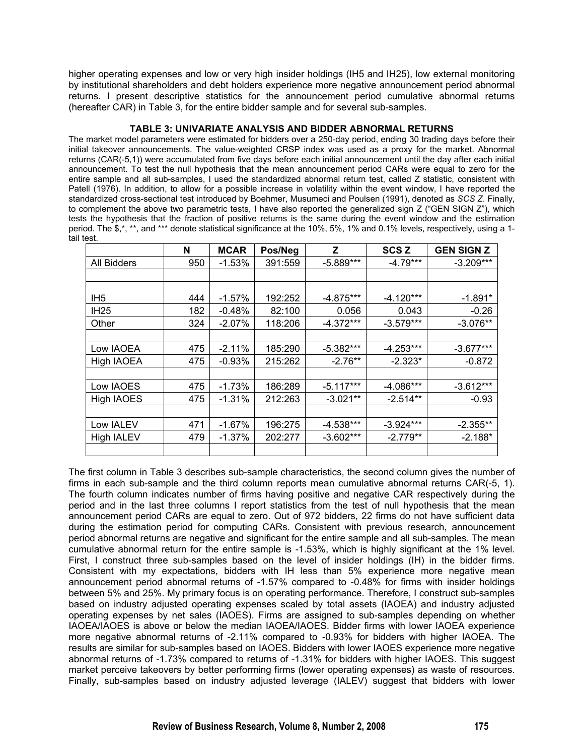higher operating expenses and low or very high insider holdings (IH5 and IH25), low external monitoring by institutional shareholders and debt holders experience more negative announcement period abnormal returns. I present descriptive statistics for the announcement period cumulative abnormal returns (hereafter CAR) in Table 3, for the entire bidder sample and for several sub-samples.

**TABLE 3: UNIVARIATE ANALYSIS AND BIDDER ABNORMAL RETURNS**

The market model parameters were estimated for bidders over a 250-day period, ending 30 trading days before their initial takeover announcements. The value-weighted CRSP index was used as a proxy for the market. Abnormal returns (CAR(-5,1)) were accumulated from five days before each initial announcement until the day after each initial announcement. To test the null hypothesis that the mean announcement period CARs were equal to zero for the entire sample and all sub-samples, I used the standardized abnormal return test, called Z statistic, consistent with Patell (1976). In addition, to allow for a possible increase in volatility within the event window, I have reported the standardized cross-sectional test introduced by Boehmer, Musumeci and Poulsen (1991), denoted as *SCS Z*. Finally, to complement the above two parametric tests, I have also reported the generalized sign Z ("GEN SIGN Z"), which tests the hypothesis that the fraction of positive returns is the same during the event window and the estimation period. The $,*, **, and *** denote statistical significance at the 10%, 5%, 1% and 0.1% levels, respectively, using a 1-tail test.

| | N | MCAR | Pos/Neg | Z | SCS Z | GEN SIGN Z |
|---|---|---|---|---|---|---|
| All Bidders | 950 | -1.53% | 391:559 | -5.889*** | -4.79*** | -3.209*** |
| | | | | | | |
| | | | | | | |
| IH5 | 444 | -1.57% | 192:252 | -4.875*** | -4.120*** | -1.891* |
| IH25 | 182 | -0.48% | 82:100 | 0.056 | 0.043 | -0.26 |
| Other | 324 | -2.07% | 118:206 | -4.372*** | -3.579*** | -3.076** |
| | | | | | | |
| Low IAOEA | 475 | -2.11% | 185:290 | -5.382*** | -4.253*** | -3.677*** |
| High IAOEA | 475 | -0.93% | 215:262 | -2.76** | -2.323* | -0.872 |
| | | | | | | |
| Low IAOES | 475 | -1.73% | 186:289 | -5.117*** | -4.086*** | -3.612*** |
| High IAOES | 475 | -1.31% | 212:263 | -3.021** | -2.514** | -0.93 |
| | | | | | | |
| Low IALEV | 471 | -1.67% | 196:275 | -4.538*** | -3.924*** | -2.355** |
| High IALEV | 479 | -1.37% | 202:277 | -3.602*** | -2.779** | -2.188* |
| | | | | | | |

The first column in Table 3 describes sub-sample characteristics, the second column gives the number of firms in each sub-sample and the third column reports mean cumulative abnormal returns CAR(-5, 1). The fourth column indicates number of firms having positive and negative CAR respectively during the period and in the last three columns I report statistics from the test of null hypothesis that the mean announcement period CARs are equal to zero. Out of 972 bidders, 22 firms do not have sufficient data during the estimation period for computing CARs. Consistent with previous research, announcement period abnormal returns are negative and significant for the entire sample and all sub-samples. The mean cumulative abnormal return for the entire sample is -1.53%, which is highly significant at the 1% level. First, I construct three sub-samples based on the level of insider holdings (IH) in the bidder firms. Consistent with my expectations, bidders with IH less than 5% experience more negative mean announcement period abnormal returns of -1.57% compared to -0.48% for firms with insider holdings between 5% and 25%. My primary focus is on operating performance. Therefore, I construct sub-samples based on industry adjusted operating expenses scaled by total assets (IAOEA) and industry adjusted operating expenses by net sales (IAOES). Firms are assigned to sub-samples depending on whether IAOEA/IAOES is above or below the median IAOEA/IAOES. Bidder firms with lower IAOEA experience more negative abnormal returns of -2.11% compared to -0.93% for bidders with higher IAOEA. The results are similar for sub-samples based on IAOES. Bidders with lower IAOES experience more negative abnormal returns of -1.73% compared to returns of -1.31% for bidders with higher IAOES. This suggest market perceive takeovers by better performing firms (lower operating expenses) as waste of resources. Finally, sub-samples based on industry adjusted leverage (IALEV) suggest that bidders with lower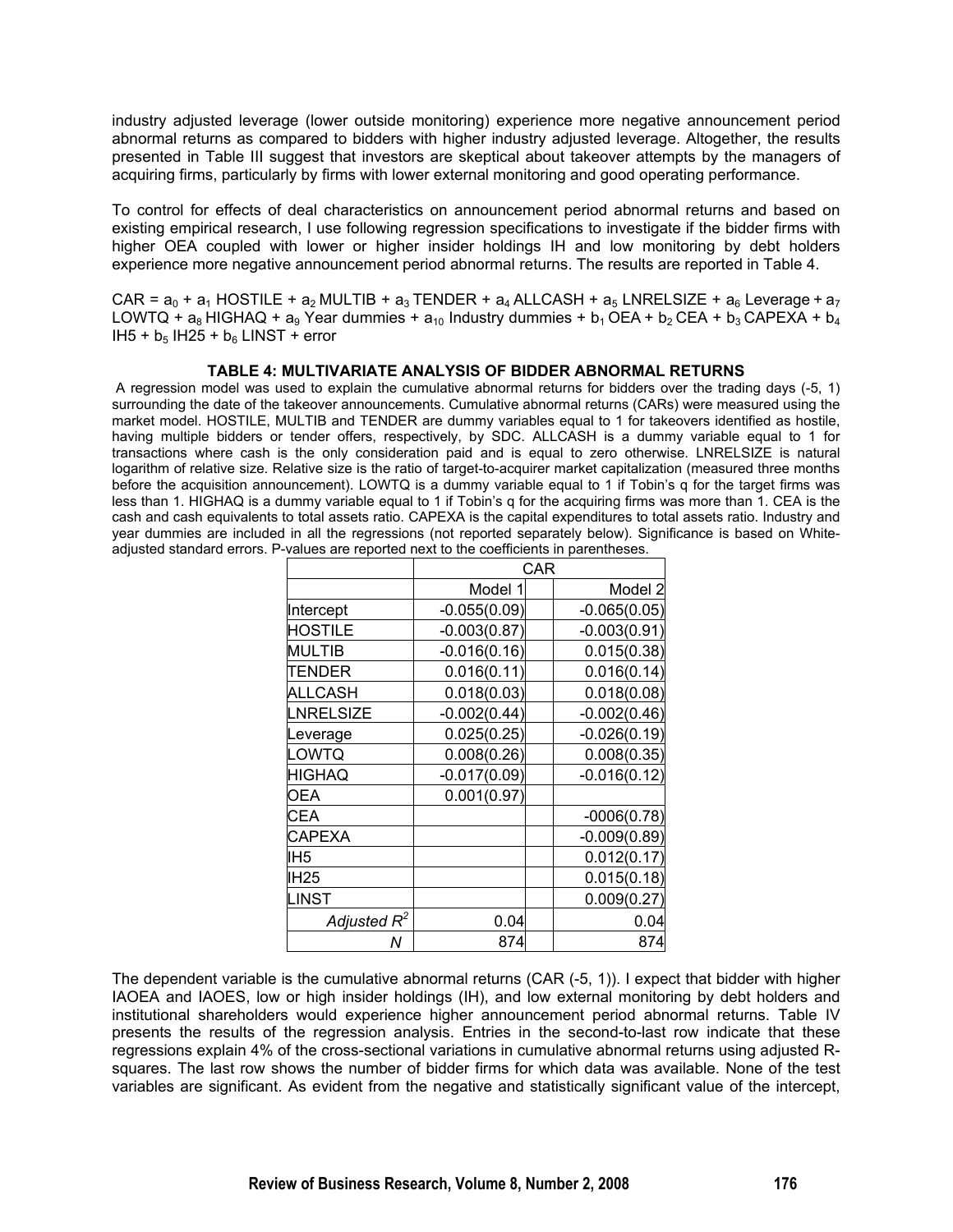industry adjusted leverage (lower outside monitoring) experience more negative announcement period abnormal returns as compared to bidders with higher industry adjusted leverage. Altogether, the results presented in Table III suggest that investors are skeptical about takeover attempts by the managers of acquiring firms, particularly by firms with lower external monitoring and good operating performance.

To control for effects of deal characteristics on announcement period abnormal returns and based on existing empirical research, I use following regression specifications to investigate if the bidder firms with higher OEA coupled with lower or higher insider holdings IH and low monitoring by debt holders experience more negative announcement period abnormal returns. The results are reported in Table 4.

CAR = $a_0$ + $a_1$ HOSTILE + $a_2$ MULTIB + $a_3$ TENDER + $a_4$ ALLCASH + $a_5$ LNRELSIZE + $a_6$ Leverage + $a_7$ LOWTQ + $a_8$ HIGHAQ + $a_9$ Year dummies + $a_{10}$ Industry dummies + $b_1$ OEA + $b_2$ CEA + $b_3$ CAPEXA + $b_4$ IH5 + $b_5$ IH25 + $b_6$ LINST + error

**TABLE 4: MULTIVARIATE ANALYSIS OF BIDDER ABNORMAL RETURNS**

A regression model was used to explain the cumulative abnormal returns for bidders over the trading days (-5, 1) surrounding the date of the takeover announcements. Cumulative abnormal returns (CARs) were measured using the market model. HOSTILE, MULTIB and TENDER are dummy variables equal to 1 for takeovers identified as hostile, having multiple bidders or tender offers, respectively, by SDC. ALLCASH is a dummy variable equal to 1 for transactions where cash is the only consideration paid and is equal to zero otherwise. LNRELSIZE is natural logarithm of relative size. Relative size is the ratio of target-to-acquirer market capitalization (measured three months before the acquisition announcement). LOWTQ is a dummy variable equal to 1 if Tobin's q for the target firms was less than 1. HIGHAQ is a dummy variable equal to 1 if Tobin's q for the acquiring firms was more than 1. CEA is the cash and cash equivalents to total assets ratio. CAPEXA is the capital expenditures to total assets ratio. Industry and year dummies are included in all the regressions (not reported separately below). Significance is based on White-adjusted standard errors. P-values are reported next to the coefficients in parentheses.

| | CAR | |
|---|---|---|
| | Model 1 | Model 2 |
| Intercept | -0.055(0.09) | -0.065(0.05) |
| HOSTILE | -0.003(0.87) | -0.003(0.91) |
| MULTIB | -0.016(0.16) | 0.015(0.38) |
| TENDER | 0.016(0.11) | 0.016(0.14) |
| ALLCASH | 0.018(0.03) | 0.018(0.08) |
| LNRELSIZE | -0.002(0.44) | -0.002(0.46) |
| Leverage | 0.025(0.25) | -0.026(0.19) |
| LOWTQ | 0.008(0.26) | 0.008(0.35) |
| HIGHAQ | -0.017(0.09) | -0.016(0.12) |
| OEA | 0.001(0.97) | |
| CEA | | -0006(0.78) |
| CAPEXA | | -0.009(0.89) |
| IH5 | | 0.012(0.17) |
| IH25 | | 0.015(0.18) |
| LINST | | 0.009(0.27) |
| *Adjusted $R^2$* | 0.04 | 0.04 |
| *N* | 874 | 874 |

The dependent variable is the cumulative abnormal returns (CAR (-5, 1)). I expect that bidder with higher IAOEA and IAOES, low or high insider holdings (IH), and low external monitoring by debt holders and institutional shareholders would experience higher announcement period abnormal returns. Table IV presents the results of the regression analysis. Entries in the second-to-last row indicate that these regressions explain 4% of the cross-sectional variations in cumulative abnormal returns using adjusted R-squares. The last row shows the number of bidder firms for which data was available. None of the test variables are significant. As evident from the negative and statistically significant value of the intercept,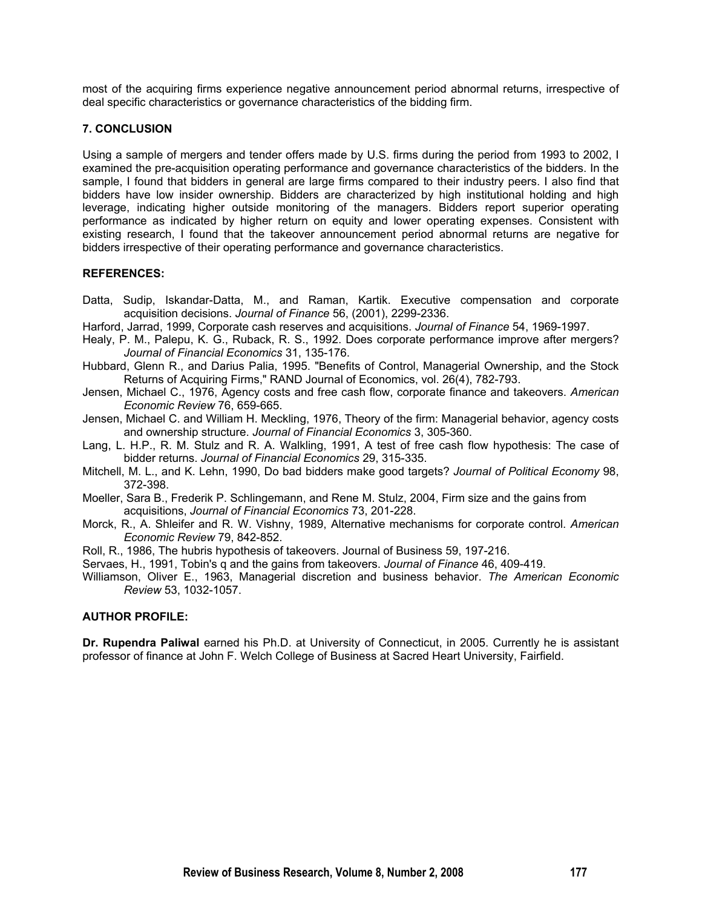most of the acquiring firms experience negative announcement period abnormal returns, irrespective of deal specific characteristics or governance characteristics of the bidding firm.

## 7. CONCLUSION

Using a sample of mergers and tender offers made by U.S. firms during the period from 1993 to 2002, I examined the pre-acquisition operating performance and governance characteristics of the bidders. In the sample, I found that bidders in general are large firms compared to their industry peers. I also find that bidders have low insider ownership. Bidders are characterized by high institutional holding and high leverage, indicating higher outside monitoring of the managers. Bidders report superior operating performance as indicated by higher return on equity and lower operating expenses. Consistent with existing research, I found that the takeover announcement period abnormal returns are negative for bidders irrespective of their operating performance and governance characteristics.

## REFERENCES:

Datta, Sudip, Iskandar-Datta, M., and Raman, Kartik. Executive compensation and corporate acquisition decisions. *Journal of Finance* 56, (2001), 2299-2336.

Harford, Jarrad, 1999, Corporate cash reserves and acquisitions. *Journal of Finance* 54, 1969-1997.

Healy, P. M., Palepu, K. G., Ruback, R. S., 1992. Does corporate performance improve after mergers? *Journal of Financial Economics* 31, 135-176.

Hubbard, Glenn R., and Darius Palia, 1995. "Benefits of Control, Managerial Ownership, and the Stock Returns of Acquiring Firms," RAND Journal of Economics, vol. 26(4), 782-793.

Jensen, Michael C., 1976, Agency costs and free cash flow, corporate finance and takeovers. *American Economic Review* 76, 659-665.

Jensen, Michael C. and William H. Meckling, 1976, Theory of the firm: Managerial behavior, agency costs and ownership structure. *Journal of Financial Economics* 3, 305-360.

Lang, L. H.P., R. M. Stulz and R. A. Walkling, 1991, A test of free cash flow hypothesis: The case of bidder returns. *Journal of Financial Economics* 29, 315-335.

Mitchell, M. L., and K. Lehn, 1990, Do bad bidders make good targets? *Journal of Political Economy* 98, 372-398.

Moeller, Sara B., Frederik P. Schlingemann, and Rene M. Stulz, 2004, Firm size and the gains from acquisitions, *Journal of Financial Economics* 73, 201-228.

Morck, R., A. Shleifer and R. W. Vishny, 1989, Alternative mechanisms for corporate control. *American Economic Review* 79, 842-852.

Roll, R., 1986, The hubris hypothesis of takeovers. Journal of Business 59, 197-216.

Servaes, H., 1991, Tobin's q and the gains from takeovers. *Journal of Finance* 46, 409-419.

Williamson, Oliver E., 1963, Managerial discretion and business behavior. *The American Economic Review* 53, 1032-1057.

## AUTHOR PROFILE:

**Dr. Rupendra Paliwal** earned his Ph.D. at University of Connecticut, in 2005. Currently he is assistant professor of finance at John F. Welch College of Business at Sacred Heart University, Fairfield.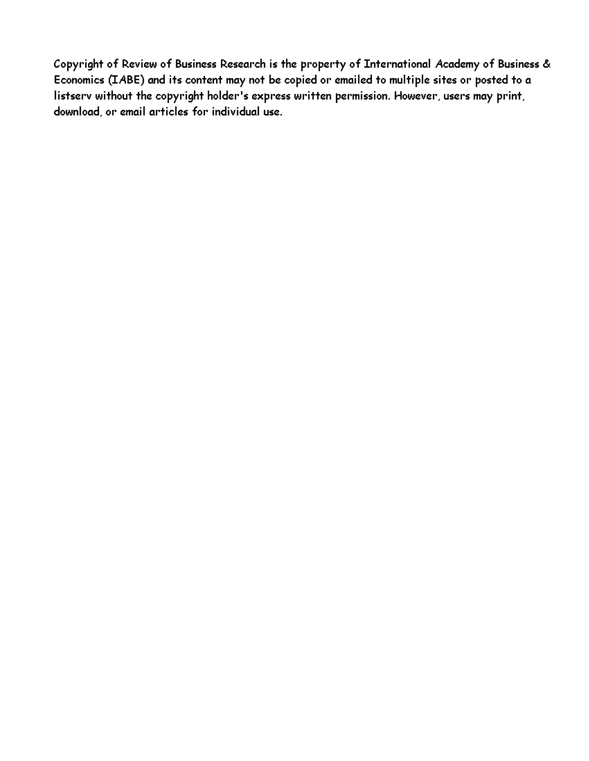Copyright of Review of Business Research is the property of International Academy of Business & Economics (IABE) and its content may not be copied or emailed to multiple sites or posted to a listserv without the copyright holder's express written permission. However, users may print, download, or email articles for individual use.